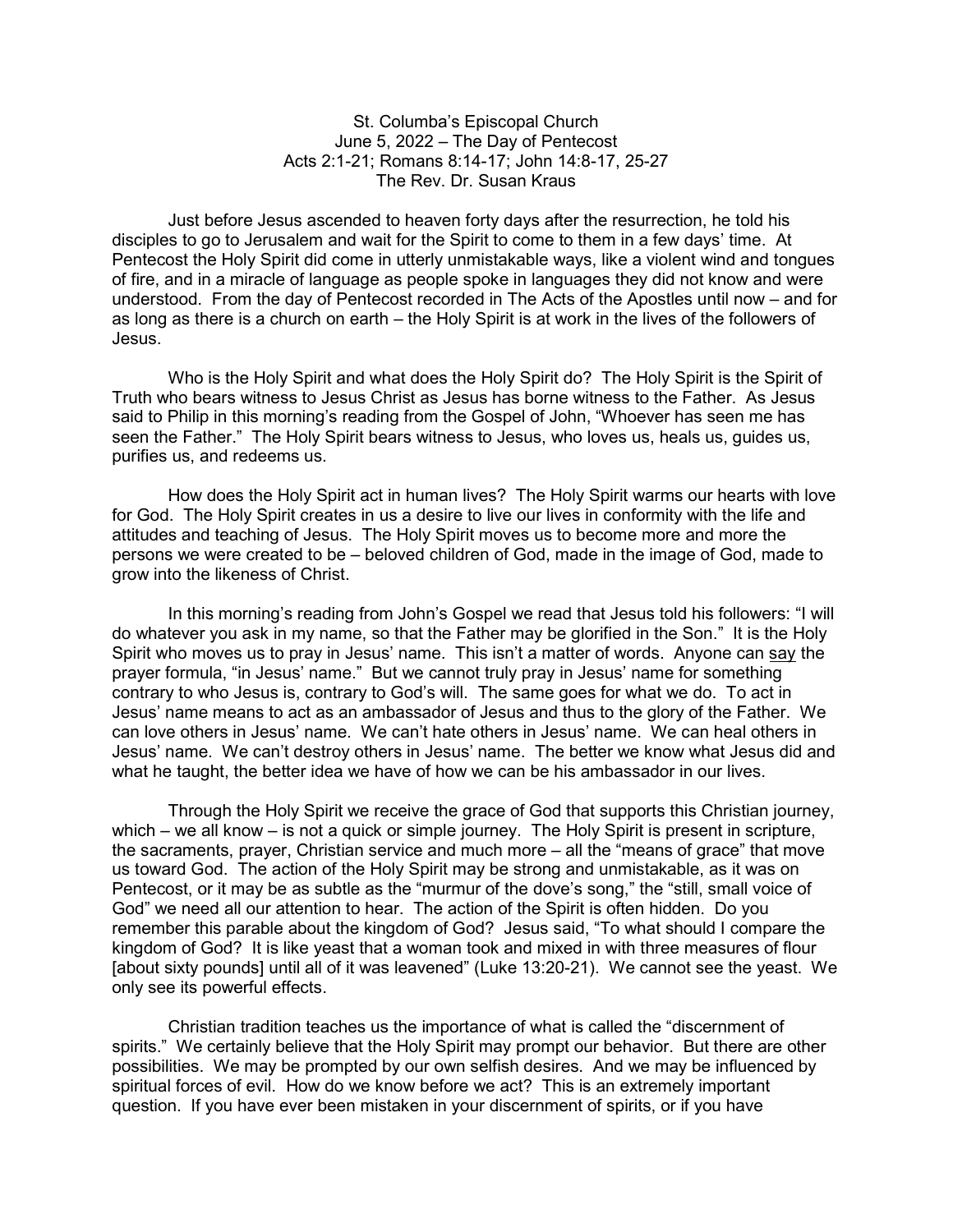St. Columba's Episcopal Church
June 5, 2022 – The Day of Pentecost
Acts 2:1-21; Romans 8:14-17; John 14:8-17, 25-27
The Rev. Dr. Susan Kraus

Just before Jesus ascended to heaven forty days after the resurrection, he told his disciples to go to Jerusalem and wait for the Spirit to come to them in a few days' time. At Pentecost the Holy Spirit did come in utterly unmistakable ways, like a violent wind and tongues of fire, and in a miracle of language as people spoke in languages they did not know and were understood. From the day of Pentecost recorded in The Acts of the Apostles until now – and for as long as there is a church on earth – the Holy Spirit is at work in the lives of the followers of Jesus.

Who is the Holy Spirit and what does the Holy Spirit do? The Holy Spirit is the Spirit of Truth who bears witness to Jesus Christ as Jesus has borne witness to the Father. As Jesus said to Philip in this morning's reading from the Gospel of John, "Whoever has seen me has seen the Father." The Holy Spirit bears witness to Jesus, who loves us, heals us, guides us, purifies us, and redeems us.

How does the Holy Spirit act in human lives? The Holy Spirit warms our hearts with love for God. The Holy Spirit creates in us a desire to live our lives in conformity with the life and attitudes and teaching of Jesus. The Holy Spirit moves us to become more and more the persons we were created to be – beloved children of God, made in the image of God, made to grow into the likeness of Christ.

In this morning's reading from John's Gospel we read that Jesus told his followers: "I will do whatever you ask in my name, so that the Father may be glorified in the Son." It is the Holy Spirit who moves us to pray in Jesus' name. This isn't a matter of words. Anyone can <u>say</u> the prayer formula, "in Jesus' name." But we cannot truly pray in Jesus' name for something contrary to who Jesus is, contrary to God's will. The same goes for what we do. To act in Jesus' name means to act as an ambassador of Jesus and thus to the glory of the Father. We can love others in Jesus' name. We can't hate others in Jesus' name. We can heal others in Jesus' name. We can't destroy others in Jesus' name. The better we know what Jesus did and what he taught, the better idea we have of how we can be his ambassador in our lives.

Through the Holy Spirit we receive the grace of God that supports this Christian journey, which – we all know – is not a quick or simple journey. The Holy Spirit is present in scripture, the sacraments, prayer, Christian service and much more – all the "means of grace" that move us toward God. The action of the Holy Spirit may be strong and unmistakable, as it was on Pentecost, or it may be as subtle as the "murmur of the dove's song," the "still, small voice of God" we need all our attention to hear. The action of the Spirit is often hidden. Do you remember this parable about the kingdom of God? Jesus said, "To what should I compare the kingdom of God? It is like yeast that a woman took and mixed in with three measures of flour [about sixty pounds] until all of it was leavened" (Luke 13:20-21). We cannot see the yeast. We only see its powerful effects.

Christian tradition teaches us the importance of what is called the "discernment of spirits." We certainly believe that the Holy Spirit may prompt our behavior. But there are other possibilities. We may be prompted by our own selfish desires. And we may be influenced by spiritual forces of evil. How do we know before we act? This is an extremely important question. If you have ever been mistaken in your discernment of spirits, or if you have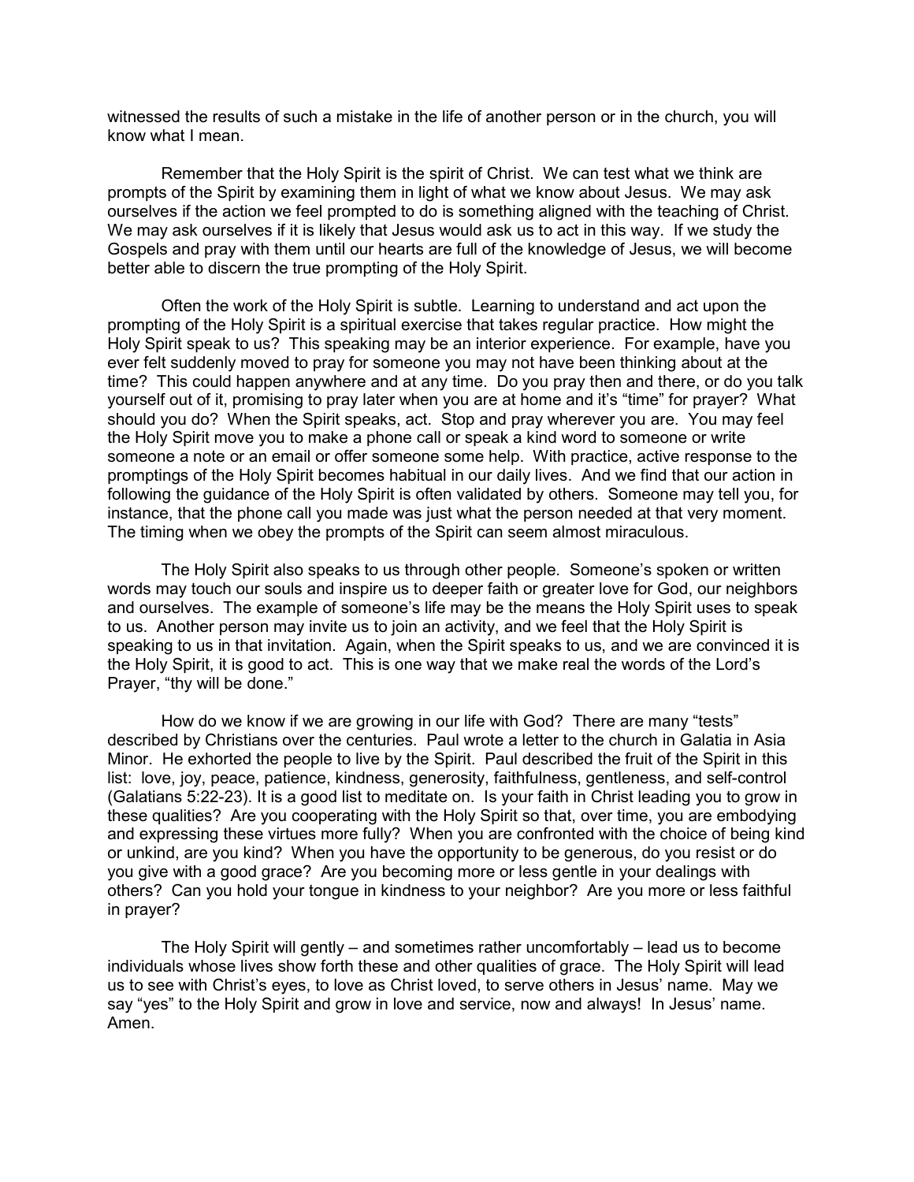witnessed the results of such a mistake in the life of another person or in the church, you will know what I mean.

Remember that the Holy Spirit is the spirit of Christ. We can test what we think are prompts of the Spirit by examining them in light of what we know about Jesus. We may ask ourselves if the action we feel prompted to do is something aligned with the teaching of Christ. We may ask ourselves if it is likely that Jesus would ask us to act in this way. If we study the Gospels and pray with them until our hearts are full of the knowledge of Jesus, we will become better able to discern the true prompting of the Holy Spirit.

Often the work of the Holy Spirit is subtle. Learning to understand and act upon the prompting of the Holy Spirit is a spiritual exercise that takes regular practice. How might the Holy Spirit speak to us? This speaking may be an interior experience. For example, have you ever felt suddenly moved to pray for someone you may not have been thinking about at the time? This could happen anywhere and at any time. Do you pray then and there, or do you talk yourself out of it, promising to pray later when you are at home and it's "time" for prayer? What should you do? When the Spirit speaks, act. Stop and pray wherever you are. You may feel the Holy Spirit move you to make a phone call or speak a kind word to someone or write someone a note or an email or offer someone some help. With practice, active response to the promptings of the Holy Spirit becomes habitual in our daily lives. And we find that our action in following the guidance of the Holy Spirit is often validated by others. Someone may tell you, for instance, that the phone call you made was just what the person needed at that very moment. The timing when we obey the prompts of the Spirit can seem almost miraculous.

The Holy Spirit also speaks to us through other people. Someone's spoken or written words may touch our souls and inspire us to deeper faith or greater love for God, our neighbors and ourselves. The example of someone's life may be the means the Holy Spirit uses to speak to us. Another person may invite us to join an activity, and we feel that the Holy Spirit is speaking to us in that invitation. Again, when the Spirit speaks to us, and we are convinced it is the Holy Spirit, it is good to act. This is one way that we make real the words of the Lord's Prayer, "thy will be done."

How do we know if we are growing in our life with God? There are many "tests" described by Christians over the centuries. Paul wrote a letter to the church in Galatia in Asia Minor. He exhorted the people to live by the Spirit. Paul described the fruit of the Spirit in this list: love, joy, peace, patience, kindness, generosity, faithfulness, gentleness, and self-control (Galatians 5:22-23). It is a good list to meditate on. Is your faith in Christ leading you to grow in these qualities? Are you cooperating with the Holy Spirit so that, over time, you are embodying and expressing these virtues more fully? When you are confronted with the choice of being kind or unkind, are you kind? When you have the opportunity to be generous, do you resist or do you give with a good grace? Are you becoming more or less gentle in your dealings with others? Can you hold your tongue in kindness to your neighbor? Are you more or less faithful in prayer?

The Holy Spirit will gently – and sometimes rather uncomfortably – lead us to become individuals whose lives show forth these and other qualities of grace. The Holy Spirit will lead us to see with Christ's eyes, to love as Christ loved, to serve others in Jesus' name. May we say "yes" to the Holy Spirit and grow in love and service, now and always! In Jesus' name. Amen.